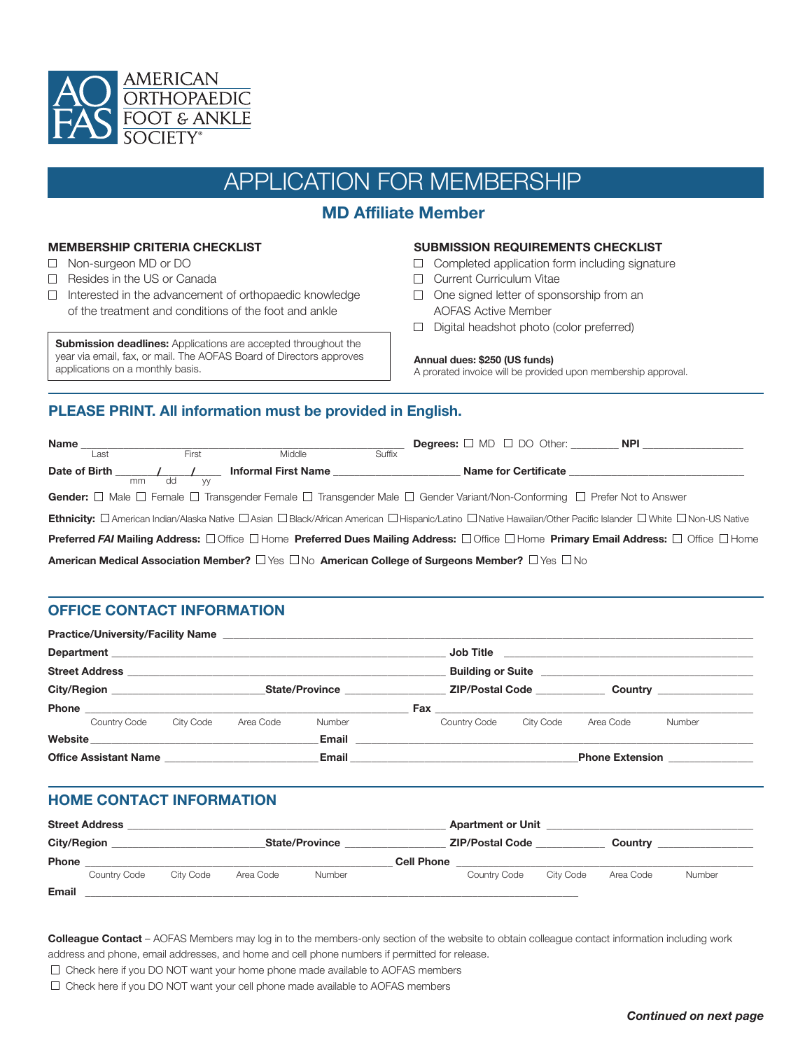AMERICAN ORTHOPAEDIC FOOT & ANKLE SOCIETY®

# APPLICATION FOR MEMBERSHIP

## MD Affiliate Member

**MEMBERSHIP CRITERIA CHECKLIST**

- ☐ Non-surgeon MD or DO
- ☐ Resides in the US or Canada
- ☐ Interested in the advancement of orthopaedic knowledge of the treatment and conditions of the foot and ankle

**Submission deadlines:** Applications are accepted throughout the year via email, fax, or mail. The AOFAS Board of Directors approves applications on a monthly basis.

**SUBMISSION REQUIREMENTS CHECKLIST**

- ☐ Completed application form including signature
- ☐ Current Curriculum Vitae
- ☐ One signed letter of sponsorship from an AOFAS Active Member
- ☐ Digital headshot photo (color preferred)

**Annual dues: $250 (US funds)**
A prorated invoice will be provided upon membership approval.

### PLEASE PRINT. All information must be provided in English.

**Name** ______________________________________________ (Last / First / Middle / Suffix) **Degrees:** ☐ MD ☐ DO Other: ________ **NPI** _________________

**Date of Birth** _____/_____/_____ (mm / dd / yy) **Informal First Name** ____________________ **Name for Certificate** ____________________________

**Gender:** ☐ Male ☐ Female ☐ Transgender Female ☐ Transgender Male ☐ Gender Variant/Non-Conforming ☐ Prefer Not to Answer

**Ethnicity:** ☐ American Indian/Alaska Native ☐ Asian ☐ Black/African American ☐ Hispanic/Latino ☐ Native Hawaiian/Other Pacific Islander ☐ White ☐ Non-US Native

**Preferred *FAI* Mailing Address:** ☐ Office ☐ Home **Preferred Dues Mailing Address:** ☐ Office ☐ Home **Primary Email Address:** ☐ Office ☐ Home

**American Medical Association Member?** ☐ Yes ☐ No **American College of Surgeons Member?** ☐ Yes ☐ No

### OFFICE CONTACT INFORMATION

**Practice/University/Facility Name** ____________________________________________

**Department** ______________________________ **Job Title** ______________________________

**Street Address** ______________________________ **Building or Suite** ______________________________

**City/Region** ____________________ **State/Province** ______________ **ZIP/Postal Code** __________ **Country** ______________

**Phone** ______________________________ (Country Code / City Code / Area Code / Number) **Fax** ______________________________ (Country Code / City Code / Area Code / Number)

**Website** ______________________________ **Email** ______________________________

**Office Assistant Name** ____________________ **Email** ______________________________ **Phone Extension** ______________

### HOME CONTACT INFORMATION

**Street Address** ______________________________ **Apartment or Unit** ______________________________

**City/Region** ____________________ **State/Province** ______________ **ZIP/Postal Code** __________ **Country** ______________

**Phone** ______________________________ (Country Code / City Code / Area Code / Number) **Cell Phone** ______________________________ (Country Code / City Code / Area Code / Number)

**Email** ____________________________________________

**Colleague Contact** – AOFAS Members may log in to the members-only section of the website to obtain colleague contact information including work address and phone, email addresses, and home and cell phone numbers if permitted for release.

- ☐ Check here if you DO NOT want your home phone made available to AOFAS members
- ☐ Check here if you DO NOT want your cell phone made available to AOFAS members

***Continued on next page***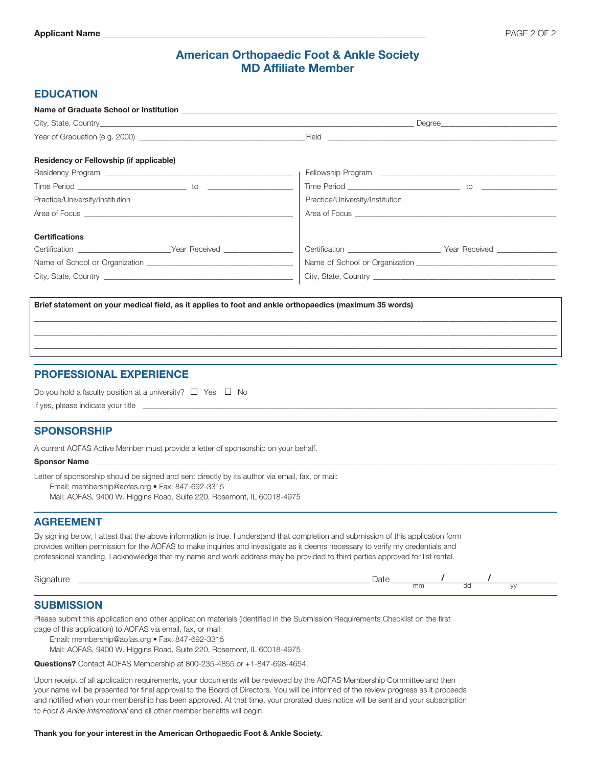Applicant Name ___________________________________________

# American Orthopaedic Foot & Ankle Society
# MD Affiliate Member

## EDUCATION

**Name of Graduate School or Institution** ___________________________________________

City, State, Country ___________________________ Degree ___________________

Year of Graduation (e.g. 2000) ___________________ Field ___________________

**Residency or Fellowship (if applicable)**

Residency Program ___________________

Time Period ___________ to ___________

Practice/University/Institution ___________________

Area of Focus ___________________

Fellowship Program ___________________

Time Period ___________ to ___________

Practice/University/Institution ___________________

Area of Focus ___________________

**Certifications**

Certification ___________ Year Received ___________

Name of School or Organization ___________________

City, State, Country ___________________

Certification ___________ Year Received ___________

Name of School or Organization ___________________

City, State, Country ___________________

**Brief statement on your medical field, as it applies to foot and ankle orthopaedics (maximum 35 words)**

___________________________________________

___________________________________________

___________________________________________

## PROFESSIONAL EXPERIENCE

Do you hold a faculty position at a university? ☐ Yes ☐ No

If yes, please indicate your title ___________________________________________

## SPONSORSHIP

A current AOFAS Active Member must provide a letter of sponsorship on your behalf.

**Sponsor Name** ___________________________________________

Letter of sponsorship should be signed and sent directly by its author via email, fax, or mail:

Email: membership@aofas.org • Fax: 847-692-3315

Mail: AOFAS, 9400 W. Higgins Road, Suite 220, Rosemont, IL 60018-4975

## AGREEMENT

By signing below, I attest that the above information is true. I understand that completion and submission of this application form provides written permission for the AOFAS to make inquiries and investigate as it deems necessary to verify my credentials and professional standing. I acknowledge that my name and work address may be provided to third parties approved for list rental.

Signature ___________________________________________ Date _____ / _____ / _____
(mm / dd / yy)

## SUBMISSION

Please submit this application and other application materials (identified in the Submission Requirements Checklist on the first page of this application) to AOFAS via email, fax, or mail:

Email: membership@aofas.org • Fax: 847-692-3315

Mail: AOFAS, 9400 W. Higgins Road, Suite 220, Rosemont, IL 60018-4975

**Questions?** Contact AOFAS Membership at 800-235-4855 or +1-847-698-4654.

Upon receipt of all application requirements, your documents will be reviewed by the AOFAS Membership Committee and then your name will be presented for final approval to the Board of Directors. You will be informed of the review progress as it proceeds and notified when your membership has been approved. At that time, your prorated dues notice will be sent and your subscription to *Foot & Ankle International* and all other member benefits will begin.

**Thank you for your interest in the American Orthopaedic Foot & Ankle Society.**